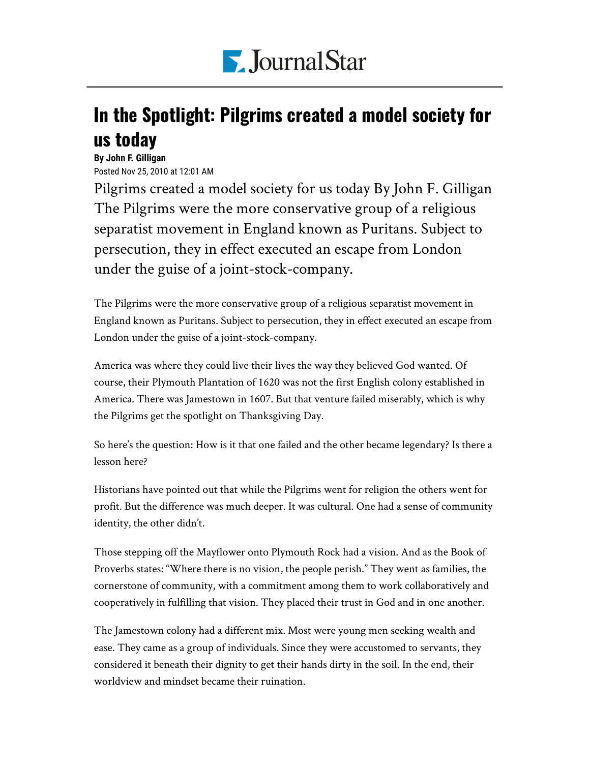Journal Star

# In the Spotlight: Pilgrims created a model society for us today

**By John F. Gilligan**

Posted Nov 25, 2010 at 12:01 AM

Pilgrims created a model society for us today By John F. Gilligan The Pilgrims were the more conservative group of a religious separatist movement in England known as Puritans. Subject to persecution, they in effect executed an escape from London under the guise of a joint-stock-company.

The Pilgrims were the more conservative group of a religious separatist movement in England known as Puritans. Subject to persecution, they in effect executed an escape from London under the guise of a joint-stock-company.

America was where they could live their lives the way they believed God wanted. Of course, their Plymouth Plantation of 1620 was not the first English colony established in America. There was Jamestown in 1607. But that venture failed miserably, which is why the Pilgrims get the spotlight on Thanksgiving Day.

So here's the question: How is it that one failed and the other became legendary? Is there a lesson here?

Historians have pointed out that while the Pilgrims went for religion the others went for profit. But the difference was much deeper. It was cultural. One had a sense of community identity, the other didn't.

Those stepping off the Mayflower onto Plymouth Rock had a vision. And as the Book of Proverbs states: "Where there is no vision, the people perish." They went as families, the cornerstone of community, with a commitment among them to work collaboratively and cooperatively in fulfilling that vision. They placed their trust in God and in one another.

The Jamestown colony had a different mix. Most were young men seeking wealth and ease. They came as a group of individuals. Since they were accustomed to servants, they considered it beneath their dignity to get their hands dirty in the soil. In the end, their worldview and mindset became their ruination.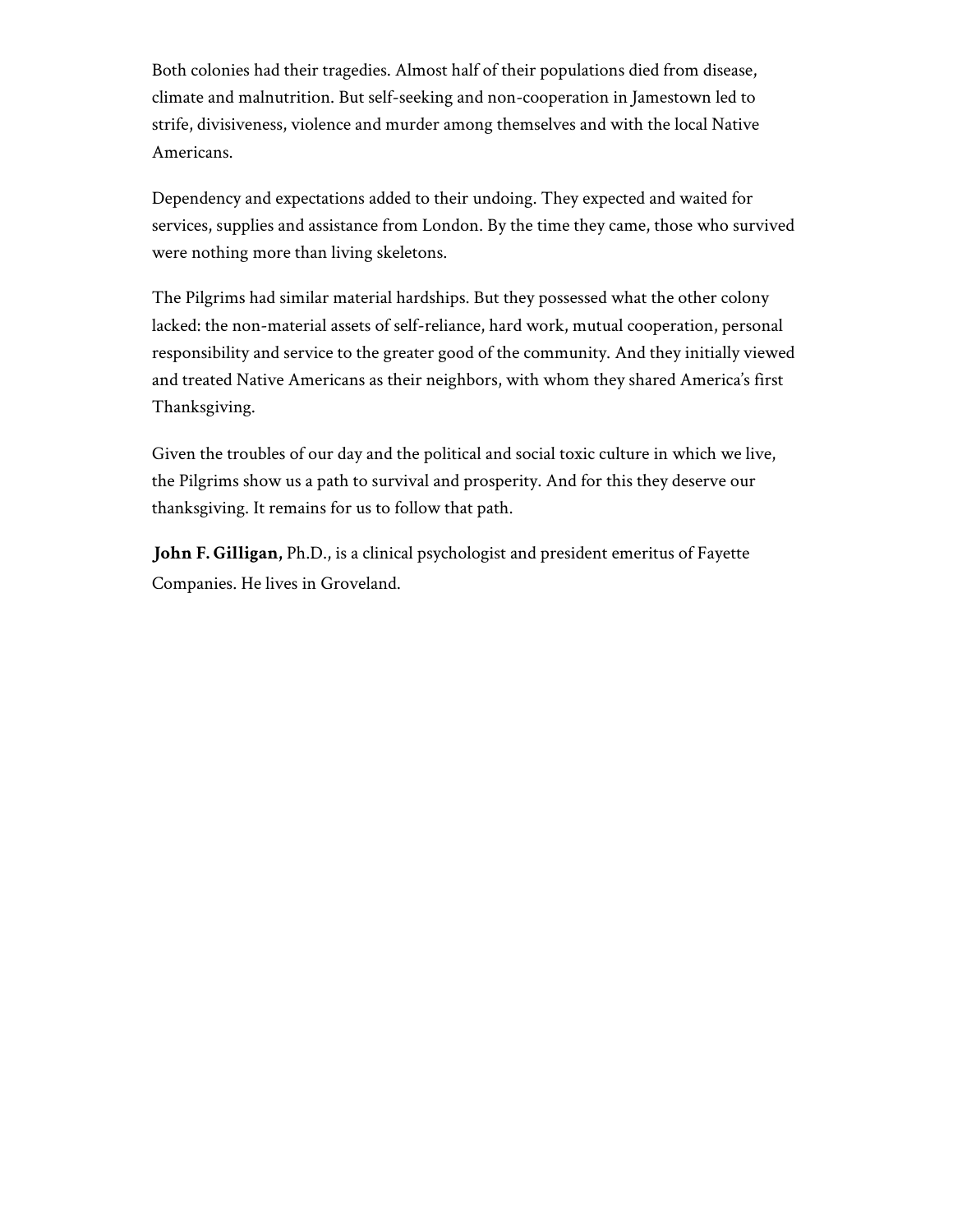Both colonies had their tragedies. Almost half of their populations died from disease, climate and malnutrition. But self-seeking and non-cooperation in Jamestown led to strife, divisiveness, violence and murder among themselves and with the local Native Americans.

Dependency and expectations added to their undoing. They expected and waited for services, supplies and assistance from London. By the time they came, those who survived were nothing more than living skeletons.

The Pilgrims had similar material hardships. But they possessed what the other colony lacked: the non-material assets of self-reliance, hard work, mutual cooperation, personal responsibility and service to the greater good of the community. And they initially viewed and treated Native Americans as their neighbors, with whom they shared America's first Thanksgiving.

Given the troubles of our day and the political and social toxic culture in which we live, the Pilgrims show us a path to survival and prosperity. And for this they deserve our thanksgiving. It remains for us to follow that path.

**John F. Gilligan,** Ph.D., is a clinical psychologist and president emeritus of Fayette Companies. He lives in Groveland.